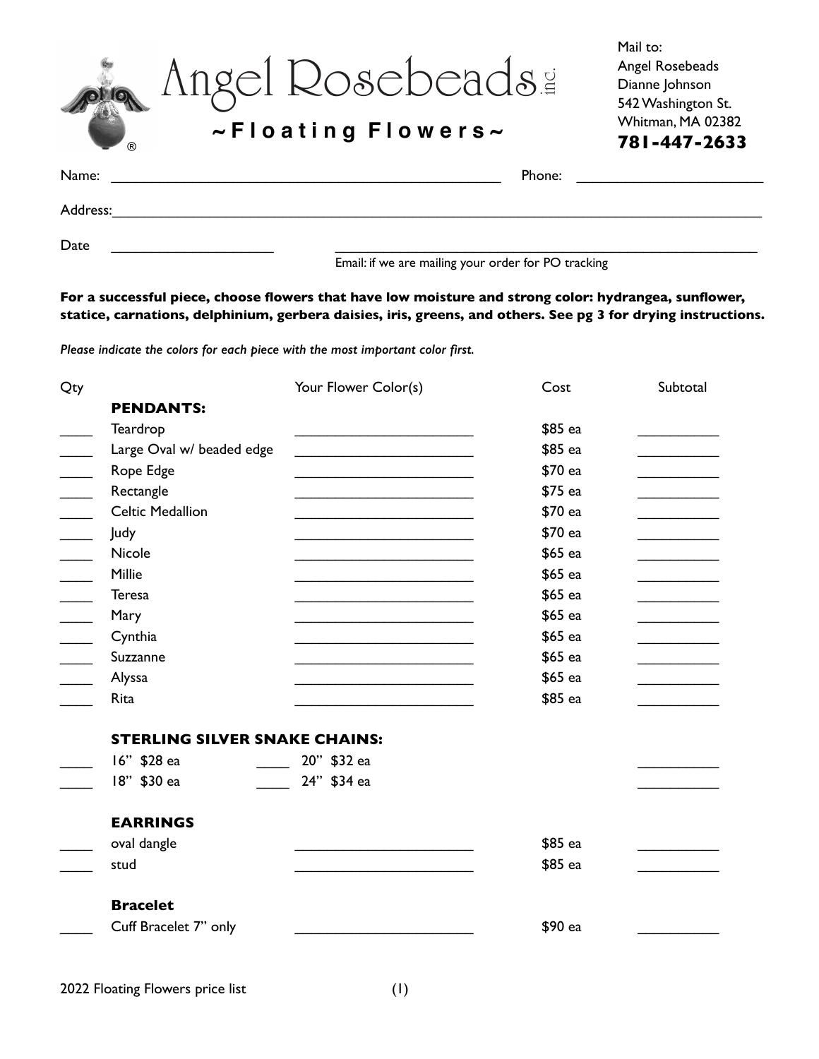# Angel Rosebeads inc.

## ~Floating Flowers~

Mail to:
Angel Rosebeads
Dianne Johnson
542 Washington St.
Whitman, MA 02382
**781-447-2633**

Name: ______________________________ Phone: ______________________

Address: ____________________________________________________________

Date ____________________ ______________________________________________
Email: if we are mailing your order for PO tracking

**For a successful piece, choose flowers that have low moisture and strong color: hydrangea, sunflower, statice, carnations, delphinium, gerbera daisies, iris, greens, and others. See pg 3 for drying instructions.**

*Please indicate the colors for each piece with the most important color first.*

| Qty | | Your Flower Color(s) | Cost | Subtotal |
|---|---|---|---|---|
| | **PENDANTS:** | | | |
| ____ | Teardrop | ______________________ | $85 ea | __________ |
| ____ | Large Oval w/ beaded edge | ______________________ | $85 ea | __________ |
| ____ | Rope Edge | ______________________ | $70 ea | __________ |
| ____ | Rectangle | ______________________ | $75 ea | __________ |
| ____ | Celtic Medallion | ______________________ | $70 ea | __________ |
| ____ | Judy | ______________________ | $70 ea | __________ |
| ____ | Nicole | ______________________ | $65 ea | __________ |
| ____ | Millie | ______________________ | $65 ea | __________ |
| ____ | Teresa | ______________________ | $65 ea | __________ |
| ____ | Mary | ______________________ | $65 ea | __________ |
| ____ | Cynthia | ______________________ | $65 ea | __________ |
| ____ | Suzzanne | ______________________ | $65 ea | __________ |
| ____ | Alyssa | ______________________ | $65 ea | __________ |
| ____ | Rita | ______________________ | $85 ea | __________ |
| | **STERLING SILVER SNAKE CHAINS:** | | | |
| ____ | 16" $28 ea | ____ 20" $32 ea | | __________ |
| ____ | 18" $30 ea | ____ 24" $34 ea | | __________ |
| | **EARRINGS** | | | |
| ____ | oval dangle | ______________________ | $85 ea | __________ |
| ____ | stud | ______________________ | $85 ea | __________ |
| | **Bracelet** | | | |
| ____ | Cuff Bracelet 7" only | ______________________ | $90 ea | __________ |

2022 Floating Flowers price list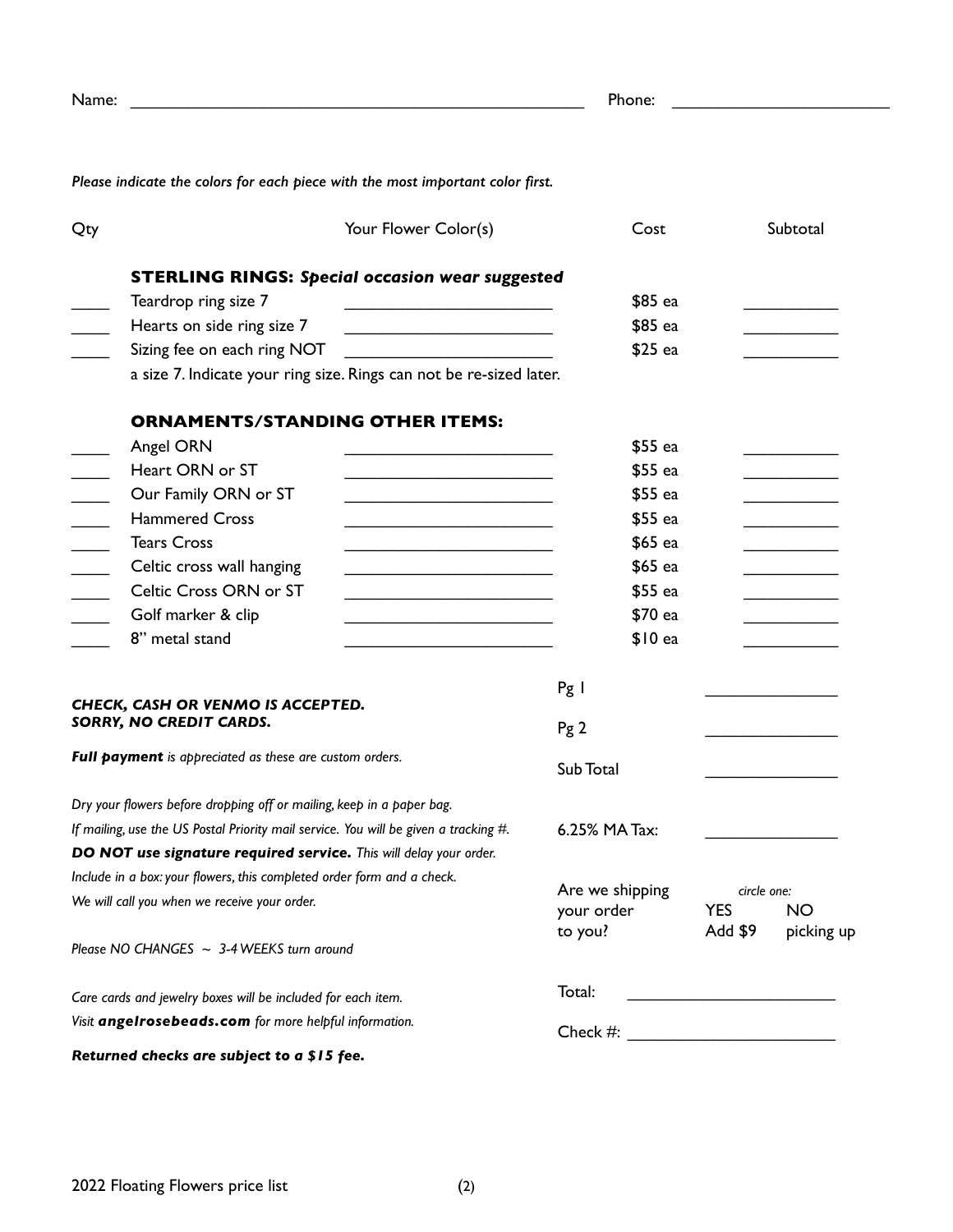Name: ________________________________________________ Phone: ______________________

*Please indicate the colors for each piece with the most important color first.*

| Qty | | Your Flower Color(s) | Cost | Subtotal |
|---|---|---|---|---|
| | **STERLING RINGS: *Special occasion wear suggested*** | | | |
| ____ | Teardrop ring size 7 | ____________________ | $85 ea | __________ |
| ____ | Hearts on side ring size 7 | ____________________ | $85 ea | __________ |
| ____ | Sizing fee on each ring NOT a size 7. Indicate your ring size. Rings can not be re-sized later. | ____________________ | $25 ea | __________ |
| | **ORNAMENTS/STANDING OTHER ITEMS:** | | | |
| ____ | Angel ORN | ____________________ | $55 ea | __________ |
| ____ | Heart ORN or ST | ____________________ | $55 ea | __________ |
| ____ | Our Family ORN or ST | ____________________ | $55 ea | __________ |
| ____ | Hammered Cross | ____________________ | $55 ea | __________ |
| ____ | Tears Cross | ____________________ | $65 ea | __________ |
| ____ | Celtic cross wall hanging | ____________________ | $65 ea | __________ |
| ____ | Celtic Cross ORN or ST | ____________________ | $55 ea | __________ |
| ____ | Golf marker & clip | ____________________ | $70 ea | __________ |
| ____ | 8" metal stand | ____________________ | $10 ea | __________ |

***CHECK, CASH OR VENMO IS ACCEPTED.***
***SORRY, NO CREDIT CARDS.***

***Full payment** is appreciated as these are custom orders.*

*Dry your flowers before dropping off or mailing, keep in a paper bag.*
*If mailing, use the US Postal Priority mail service. You will be given a tracking #.*
***DO NOT use signature required service.** This will delay your order.*
*Include in a box: your flowers, this completed order form and a check.*
*We will call you when we receive your order.*

*Please NO CHANGES ~ 3-4 WEEKS turn around*

*Care cards and jewelry boxes will be included for each item.*
*Visit **angelrosebeads.com** for more helpful information.*

***Returned checks are subject to a $15 fee.***

| | |
|---|---|
| Pg 1 | __________ |
| Pg 2 | __________ |
| Sub Total | __________ |
| 6.25% MA Tax: | __________ |
| Are we shipping your order to you? | *circle one:* YES Add $9 / NO picking up |
| Total: | __________ |
| Check #: | __________ |

2022 Floating Flowers price list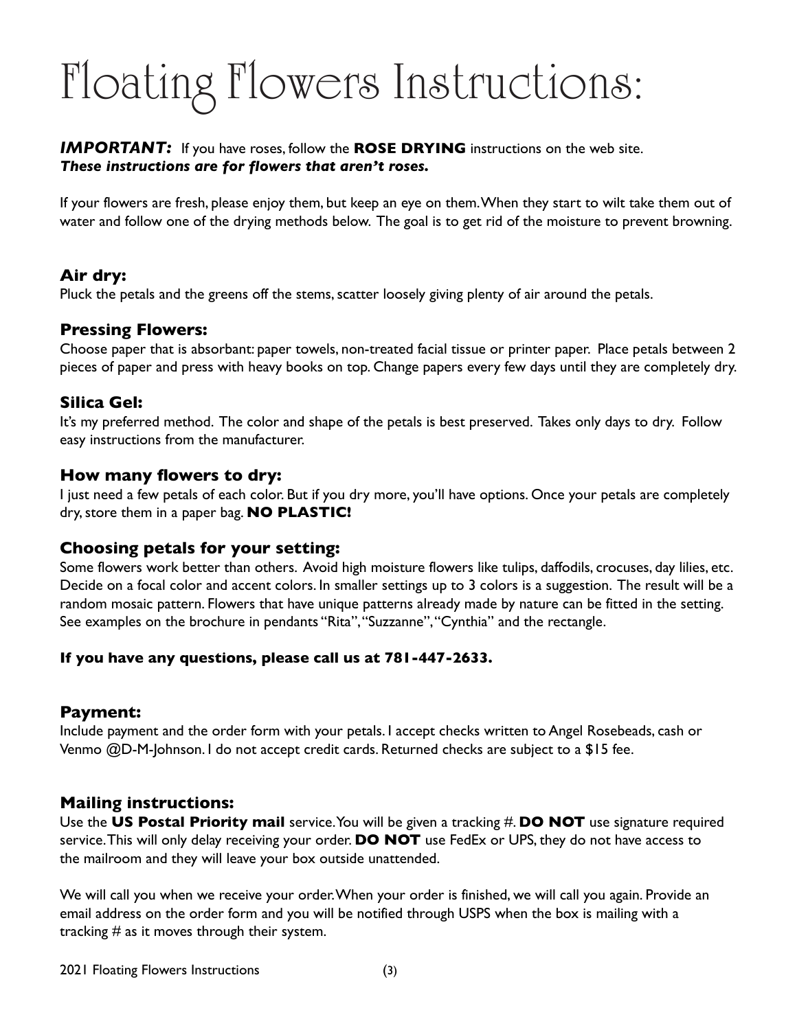# Floating Flowers Instructions:

***IMPORTANT:*** If you have roses, follow the **ROSE DRYING** instructions on the web site.
***These instructions are for flowers that aren't roses.***

If your flowers are fresh, please enjoy them, but keep an eye on them. When they start to wilt take them out of water and follow one of the drying methods below. The goal is to get rid of the moisture to prevent browning.

### Air dry:

Pluck the petals and the greens off the stems, scatter loosely giving plenty of air around the petals.

### Pressing Flowers:

Choose paper that is absorbant: paper towels, non-treated facial tissue or printer paper. Place petals between 2 pieces of paper and press with heavy books on top. Change papers every few days until they are completely dry.

### Silica Gel:

It's my preferred method. The color and shape of the petals is best preserved. Takes only days to dry. Follow easy instructions from the manufacturer.

### How many flowers to dry:

I just need a few petals of each color. But if you dry more, you'll have options. Once your petals are completely dry, store them in a paper bag. **NO PLASTIC!**

### Choosing petals for your setting:

Some flowers work better than others. Avoid high moisture flowers like tulips, daffodils, crocuses, day lilies, etc. Decide on a focal color and accent colors. In smaller settings up to 3 colors is a suggestion. The result will be a random mosaic pattern. Flowers that have unique patterns already made by nature can be fitted in the setting. See examples on the brochure in pendants "Rita", "Suzzanne", "Cynthia" and the rectangle.

**If you have any questions, please call us at 781-447-2633.**

### Payment:

Include payment and the order form with your petals. I accept checks written to Angel Rosebeads, cash or Venmo @D-M-Johnson. I do not accept credit cards. Returned checks are subject to a $15 fee.

### Mailing instructions:

Use the **US Postal Priority mail** service. You will be given a tracking #. **DO NOT** use signature required service. This will only delay receiving your order. **DO NOT** use FedEx or UPS, they do not have access to the mailroom and they will leave your box outside unattended.

We will call you when we receive your order. When your order is finished, we will call you again. Provide an email address on the order form and you will be notified through USPS when the box is mailing with a tracking # as it moves through their system.